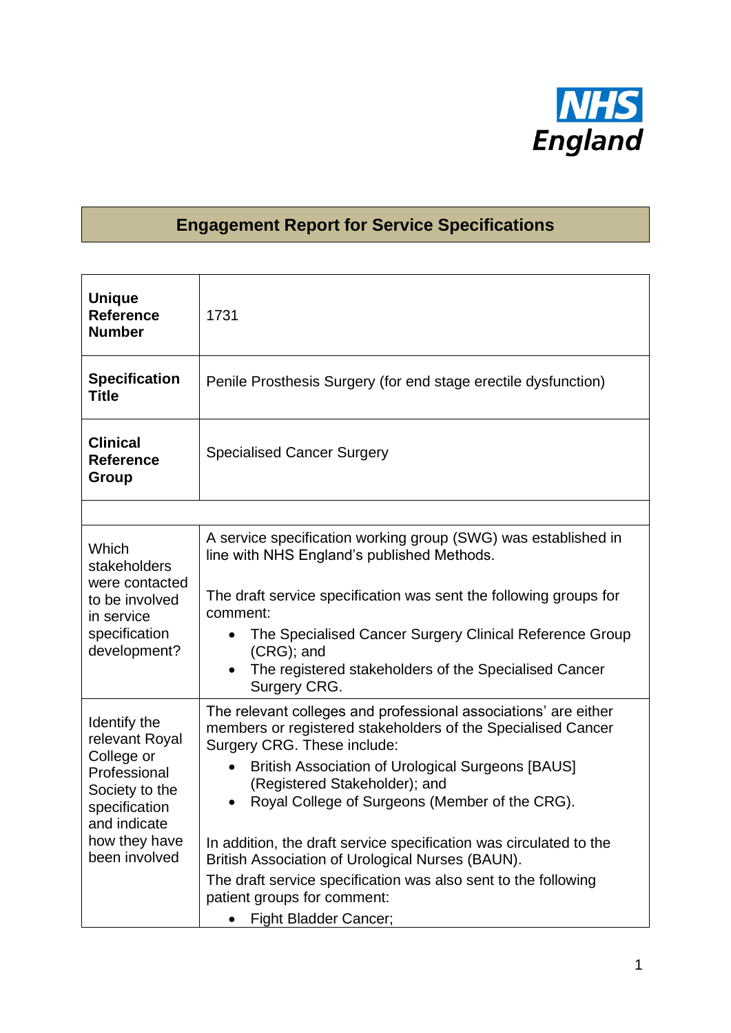# Engagement Report for Service Specifications

| | |
|---|---|
| **Unique Reference Number** | 1731 |
| **Specification Title** | Penile Prosthesis Surgery (for end stage erectile dysfunction) |
| **Clinical Reference Group** | Specialised Cancer Surgery |
| | |
| Which stakeholders were contacted to be involved in service specification development? | A service specification working group (SWG) was established in line with NHS England's published Methods.<br><br>The draft service specification was sent the following groups for comment:<br>• The Specialised Cancer Surgery Clinical Reference Group (CRG); and<br>• The registered stakeholders of the Specialised Cancer Surgery CRG. |
| Identify the relevant Royal College or Professional Society to the specification and indicate how they have been involved | The relevant colleges and professional associations' are either members or registered stakeholders of the Specialised Cancer Surgery CRG. These include:<br>• British Association of Urological Surgeons [BAUS] (Registered Stakeholder); and<br>• Royal College of Surgeons (Member of the CRG).<br><br>In addition, the draft service specification was circulated to the British Association of Urological Nurses (BAUN).<br>The draft service specification was also sent to the following patient groups for comment:<br>• Fight Bladder Cancer; |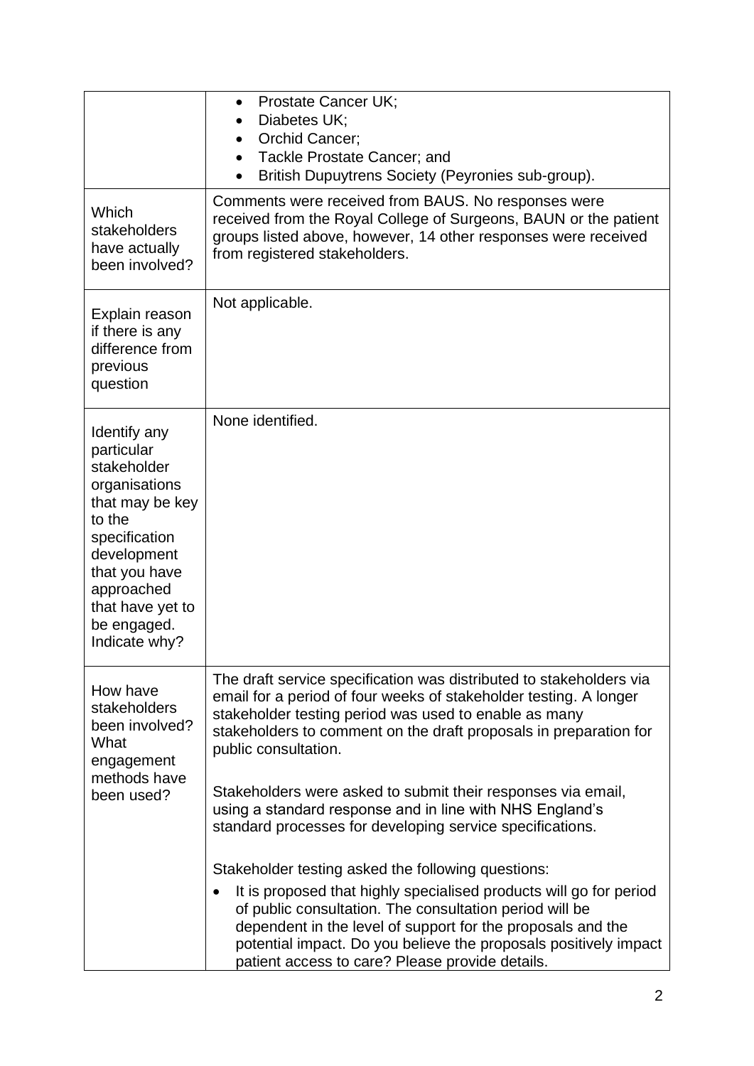| | |
|---|---|
| | • Prostate Cancer UK;<br>• Diabetes UK;<br>• Orchid Cancer;<br>• Tackle Prostate Cancer; and<br>• British Dupuytrens Society (Peyronies sub-group). |
| Which stakeholders have actually been involved? | Comments were received from BAUS. No responses were received from the Royal College of Surgeons, BAUN or the patient groups listed above, however, 14 other responses were received from registered stakeholders. |
| Explain reason if there is any difference from previous question | Not applicable. |
| Identify any particular stakeholder organisations that may be key to the specification development that you have approached that have yet to be engaged. Indicate why? | None identified. |
| How have stakeholders been involved? What engagement methods have been used? | The draft service specification was distributed to stakeholders via email for a period of four weeks of stakeholder testing. A longer stakeholder testing period was used to enable as many stakeholders to comment on the draft proposals in preparation for public consultation.<br><br>Stakeholders were asked to submit their responses via email, using a standard response and in line with NHS England's standard processes for developing service specifications.<br><br>Stakeholder testing asked the following questions:<br>• It is proposed that highly specialised products will go for period of public consultation. The consultation period will be dependent in the level of support for the proposals and the potential impact. Do you believe the proposals positively impact patient access to care? Please provide details. |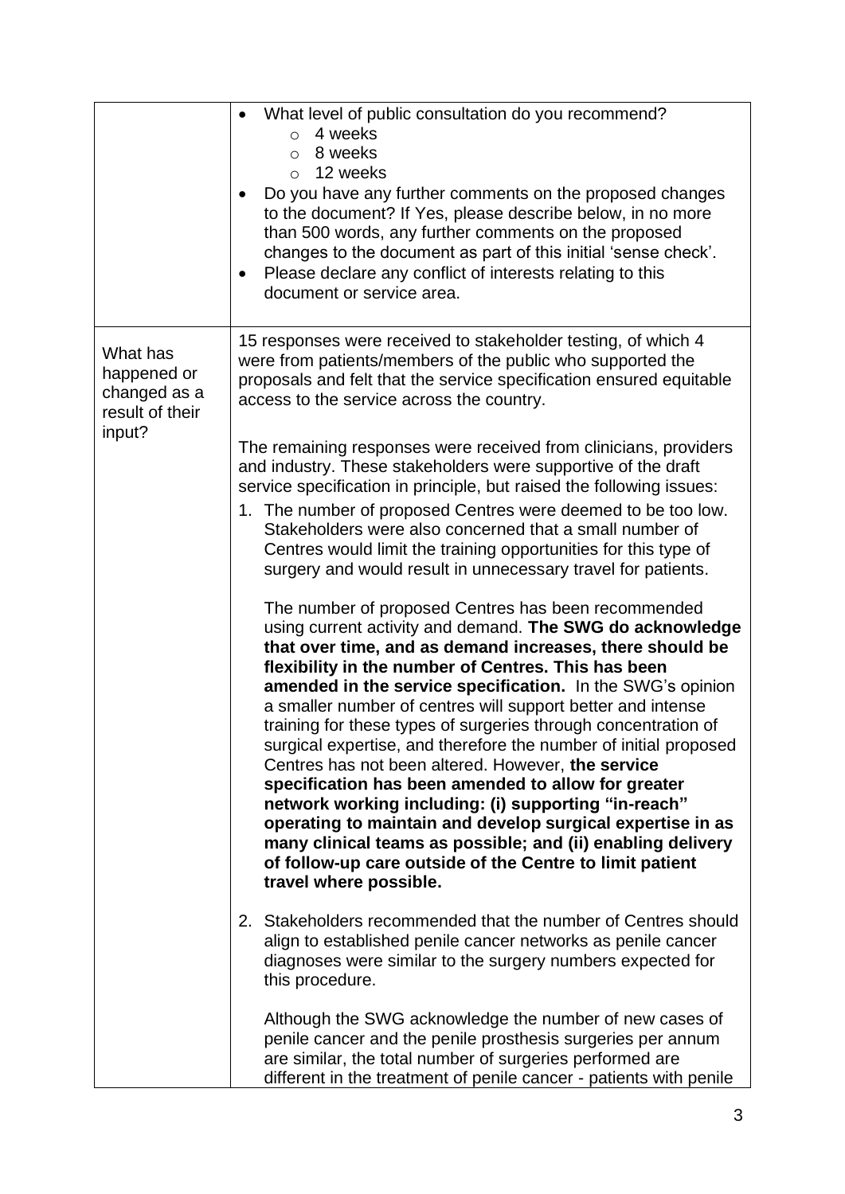| | |
|---|---|
| | • What level of public consultation do you recommend?<br>  ○ 4 weeks<br>  ○ 8 weeks<br>  ○ 12 weeks<br>• Do you have any further comments on the proposed changes to the document? If Yes, please describe below, in no more than 500 words, any further comments on the proposed changes to the document as part of this initial 'sense check'.<br>• Please declare any conflict of interests relating to this document or service area. |
| What has happened or changed as a result of their input? | 15 responses were received to stakeholder testing, of which 4 were from patients/members of the public who supported the proposals and felt that the service specification ensured equitable access to the service across the country.<br><br>The remaining responses were received from clinicians, providers and industry. These stakeholders were supportive of the draft service specification in principle, but raised the following issues:<br>1. The number of proposed Centres were deemed to be too low. Stakeholders were also concerned that a small number of Centres would limit the training opportunities for this type of surgery and would result in unnecessary travel for patients.<br><br>The number of proposed Centres has been recommended using current activity and demand. **The SWG do acknowledge that over time, and as demand increases, there should be flexibility in the number of Centres. This has been amended in the service specification.** In the SWG's opinion a smaller number of centres will support better and intense training for these types of surgeries through concentration of surgical expertise, and therefore the number of initial proposed Centres has not been altered. However, **the service specification has been amended to allow for greater network working including: (i) supporting "in-reach" operating to maintain and develop surgical expertise in as many clinical teams as possible; and (ii) enabling delivery of follow-up care outside of the Centre to limit patient travel where possible.**<br><br>2. Stakeholders recommended that the number of Centres should align to established penile cancer networks as penile cancer diagnoses were similar to the surgery numbers expected for this procedure.<br><br>Although the SWG acknowledge the number of new cases of penile cancer and the penile prosthesis surgeries per annum are similar, the total number of surgeries performed are different in the treatment of penile cancer - patients with penile |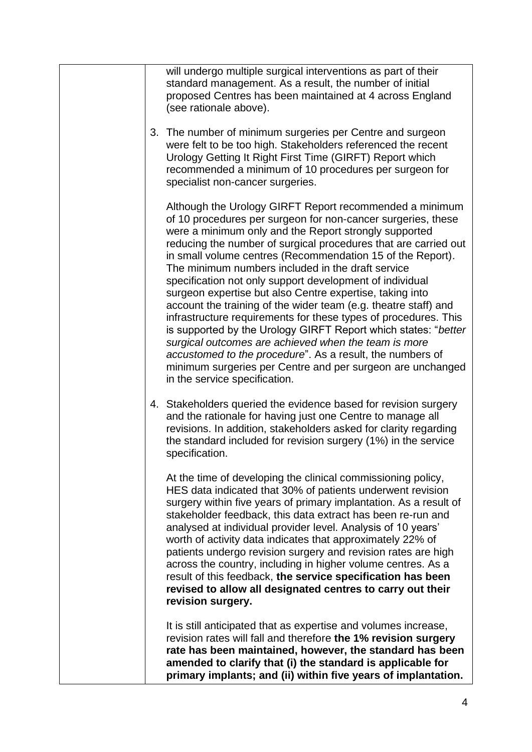| | will undergo multiple surgical interventions as part of their standard management. As a result, the number of initial proposed Centres has been maintained at 4 across England (see rationale above).<br><br>3. The number of minimum surgeries per Centre and surgeon were felt to be too high. Stakeholders referenced the recent Urology Getting It Right First Time (GIRFT) Report which recommended a minimum of 10 procedures per surgeon for specialist non-cancer surgeries.<br><br>Although the Urology GIRFT Report recommended a minimum of 10 procedures per surgeon for non-cancer surgeries, these were a minimum only and the Report strongly supported reducing the number of surgical procedures that are carried out in small volume centres (Recommendation 15 of the Report). The minimum numbers included in the draft service specification not only support development of individual surgeon expertise but also Centre expertise, taking into account the training of the wider team (e.g. theatre staff) and infrastructure requirements for these types of procedures. This is supported by the Urology GIRFT Report which states: "*better surgical outcomes are achieved when the team is more accustomed to the procedure*". As a result, the numbers of minimum surgeries per Centre and per surgeon are unchanged in the service specification.<br><br>4. Stakeholders queried the evidence based for revision surgery and the rationale for having just one Centre to manage all revisions. In addition, stakeholders asked for clarity regarding the standard included for revision surgery (1%) in the service specification.<br><br>At the time of developing the clinical commissioning policy, HES data indicated that 30% of patients underwent revision surgery within five years of primary implantation. As a result of stakeholder feedback, this data extract has been re-run and analysed at individual provider level. Analysis of 10 years' worth of activity data indicates that approximately 22% of patients undergo revision surgery and revision rates are high across the country, including in higher volume centres. As a result of this feedback, **the service specification has been revised to allow all designated centres to carry out their revision surgery.**<br><br>It is still anticipated that as expertise and volumes increase, revision rates will fall and therefore **the 1% revision surgery rate has been maintained, however, the standard has been amended to clarify that (i) the standard is applicable for primary implants; and (ii) within five years of implantation.** |
|---|---|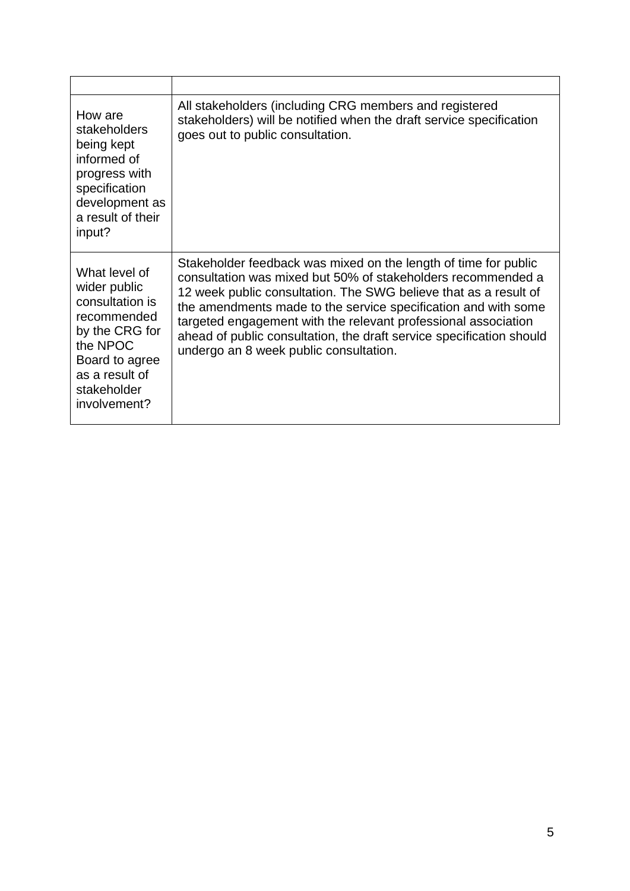| | |
|---|---|
| How are stakeholders being kept informed of progress with specification development as a result of their input? | All stakeholders (including CRG members and registered stakeholders) will be notified when the draft service specification goes out to public consultation. |
| What level of wider public consultation is recommended by the CRG for the NPOC Board to agree as a result of stakeholder involvement? | Stakeholder feedback was mixed on the length of time for public consultation was mixed but 50% of stakeholders recommended a 12 week public consultation. The SWG believe that as a result of the amendments made to the service specification and with some targeted engagement with the relevant professional association ahead of public consultation, the draft service specification should undergo an 8 week public consultation. |